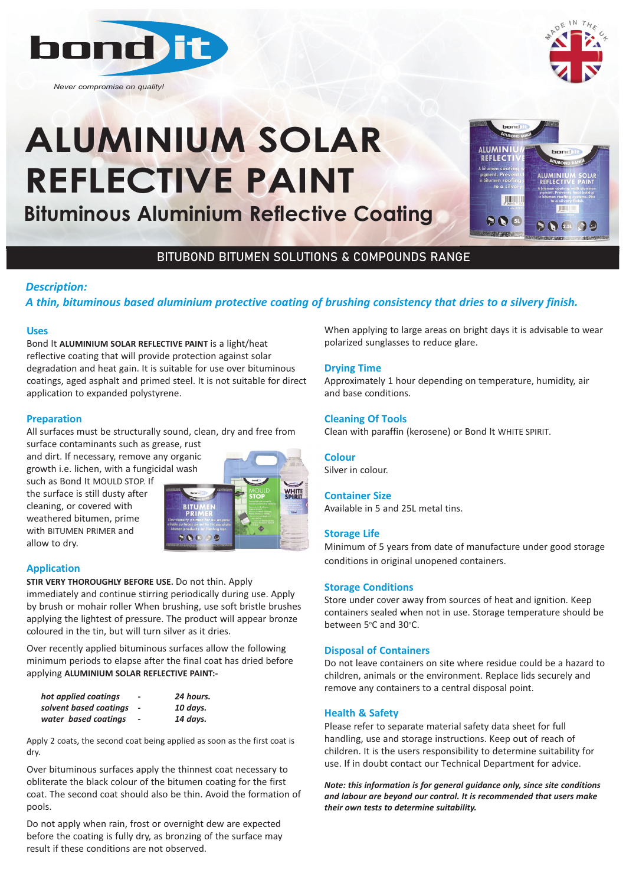bond it

*Never compromise on quality!*

# ALUMINIUM SOLAR REFLECTIVE PAINT

## Bituminous Aluminium Reflective Coating

BITUBOND BITUMEN SOLUTIONS & COMPOUNDS RANGE

***Description:***

***A thin, bituminous based aluminium protective coating of brushing consistency that dries to a silvery finish.***

### Uses

Bond It **ALUMINIUM SOLAR REFLECTIVE PAINT** is a light/heat reflective coating that will provide protection against solar degradation and heat gain. It is suitable for use over bituminous coatings, aged asphalt and primed steel. It is not suitable for direct application to expanded polystyrene.

### Preparation

All surfaces must be structurally sound, clean, dry and free from surface contaminants such as grease, rust and dirt. If necessary, remove any organic growth i.e. lichen, with a fungicidal wash such as Bond It MOULD STOP. If the surface is still dusty after cleaning, or covered with weathered bitumen, prime with BITUMEN PRIMER and allow to dry.

### Application

**STIR VERY THOROUGHLY BEFORE USE.** Do not thin. Apply immediately and continue stirring periodically during use. Apply by brush or mohair roller When brushing, use soft bristle brushes applying the lightest of pressure. The product will appear bronze coloured in the tin, but will turn silver as it dries.

Over recently applied bituminous surfaces allow the following minimum periods to elapse after the final coat has dried before applying **ALUMINIUM SOLAR REFLECTIVE PAINT:-**

| | | |
|---|---|---|
| ***hot applied coatings*** | - | *24 hours.* |
| ***solvent based coatings*** | - | *10 days.* |
| ***water based coatings*** | - | *14 days.* |

Apply 2 coats, the second coat being applied as soon as the first coat is dry.

Over bituminous surfaces apply the thinnest coat necessary to obliterate the black colour of the bitumen coating for the first coat. The second coat should also be thin. Avoid the formation of pools.

Do not apply when rain, frost or overnight dew are expected before the coating is fully dry, as bronzing of the surface may result if these conditions are not observed.

When applying to large areas on bright days it is advisable to wear polarized sunglasses to reduce glare.

### Drying Time

Approximately 1 hour depending on temperature, humidity, air and base conditions.

### Cleaning Of Tools

Clean with paraffin (kerosene) or Bond It WHITE SPIRIT.

### Colour

Silver in colour.

### Container Size

Available in 5 and 25L metal tins.

### Storage Life

Minimum of 5 years from date of manufacture under good storage conditions in original unopened containers.

### Storage Conditions

Store under cover away from sources of heat and ignition. Keep containers sealed when not in use. Storage temperature should be between 5°C and 30°C.

### Disposal of Containers

Do not leave containers on site where residue could be a hazard to children, animals or the environment. Replace lids securely and remove any containers to a central disposal point.

### Health & Safety

Please refer to separate material safety data sheet for full handling, use and storage instructions. Keep out of reach of children. It is the users responsibility to determine suitability for use. If in doubt contact our Technical Department for advice.

***Note: this information is for general guidance only, since site conditions and labour are beyond our control. It is recommended that users make their own tests to determine suitability.***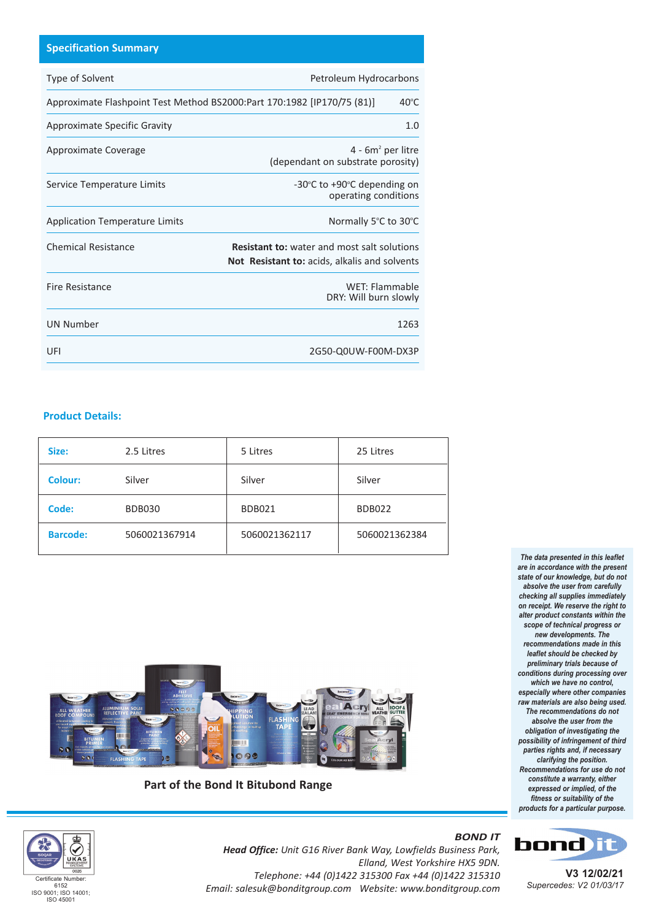## Specification Summary

| | |
|---|---|
| Type of Solvent | Petroleum Hydrocarbons |
| Approximate Flashpoint Test Method BS2000:Part 170:1982 [IP170/75 (81)] | 40°C |
| Approximate Specific Gravity | 1.0 |
| Approximate Coverage | 4 - 6m² per litre (dependant on substrate porosity) |
| Service Temperature Limits | -30°C to +90°C depending on operating conditions |
| Application Temperature Limits | Normally 5°C to 30°C |
| Chemical Resistance | **Resistant to:** water and most salt solutions<br>**Not Resistant to:** acids, alkalis and solvents |
| Fire Resistance | WET: Flammable<br>DRY: Will burn slowly |
| UN Number | 1263 |
| UFI | 2G50-Q0UW-F00M-DX3P |

### Product Details:

| | | | |
|---|---|---|---|
| **Size:** | 2.5 Litres | 5 Litres | 25 Litres |
| **Colour:** | Silver | Silver | Silver |
| **Code:** | BDB030 | BDB021 | BDB022 |
| **Barcode:** | 5060021367914 | 5060021362117 | 5060021362384 |

**Part of the Bond It Bitubond Range**

*The data presented in this leaflet are in accordance with the present state of our knowledge, but do not absolve the user from carefully checking all supplies immediately on receipt. We reserve the right to alter product constants within the scope of technical progress or new developments. The recommendations made in this leaflet should be checked by preliminary trials because of conditions during processing over which we have no control, especially where other companies raw materials are also being used. The recommendations do not absolve the user from the obligation of investigating the possibility of infringement of third parties rights and, if necessary clarifying the position. Recommendations for use do not constitute a warranty, either expressed or implied, of the fitness or suitability of the products for a particular purpose.*

Certificate Number: 6152
ISO 9001; ISO 14001; ISO 45001

***BOND IT***
***Head Office:*** *Unit G16 River Bank Way, Lowfields Business Park, Elland, West Yorkshire HX5 9DN.*
*Telephone: +44 (0)1422 315300 Fax +44 (0)1422 315310*
*Email: salesuk@bonditgroup.com   Website: www.bonditgroup.com*

**V3 12/02/21**
*Supercedes: V2 01/03/17*